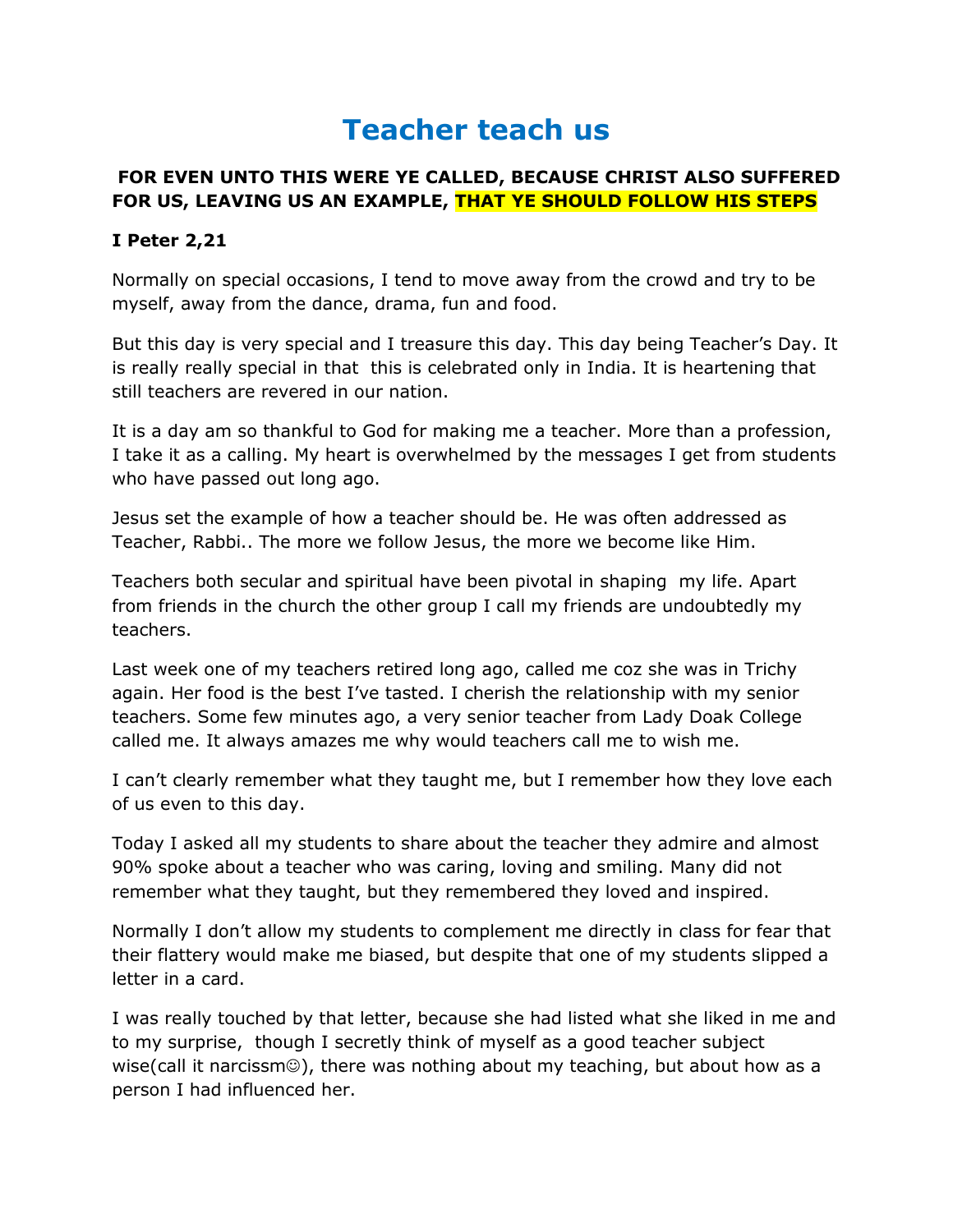# Teacher teach us

**FOR EVEN UNTO THIS WERE YE CALLED, BECAUSE CHRIST ALSO SUFFERED FOR US, LEAVING US AN EXAMPLE, THAT YE SHOULD FOLLOW HIS STEPS**

**I Peter 2,21**

Normally on special occasions, I tend to move away from the crowd and try to be myself, away from the dance, drama, fun and food.

But this day is very special and I treasure this day. This day being Teacher's Day. It is really really special in that this is celebrated only in India. It is heartening that still teachers are revered in our nation.

It is a day am so thankful to God for making me a teacher. More than a profession, I take it as a calling. My heart is overwhelmed by the messages I get from students who have passed out long ago.

Jesus set the example of how a teacher should be. He was often addressed as Teacher, Rabbi.. The more we follow Jesus, the more we become like Him.

Teachers both secular and spiritual have been pivotal in shaping my life. Apart from friends in the church the other group I call my friends are undoubtedly my teachers.

Last week one of my teachers retired long ago, called me coz she was in Trichy again. Her food is the best I've tasted. I cherish the relationship with my senior teachers. Some few minutes ago, a very senior teacher from Lady Doak College called me. It always amazes me why would teachers call me to wish me.

I can't clearly remember what they taught me, but I remember how they love each of us even to this day.

Today I asked all my students to share about the teacher they admire and almost 90% spoke about a teacher who was caring, loving and smiling. Many did not remember what they taught, but they remembered they loved and inspired.

Normally I don't allow my students to complement me directly in class for fear that their flattery would make me biased, but despite that one of my students slipped a letter in a card.

I was really touched by that letter, because she had listed what she liked in me and to my surprise, though I secretly think of myself as a good teacher subject wise(call it narcissm☺), there was nothing about my teaching, but about how as a person I had influenced her.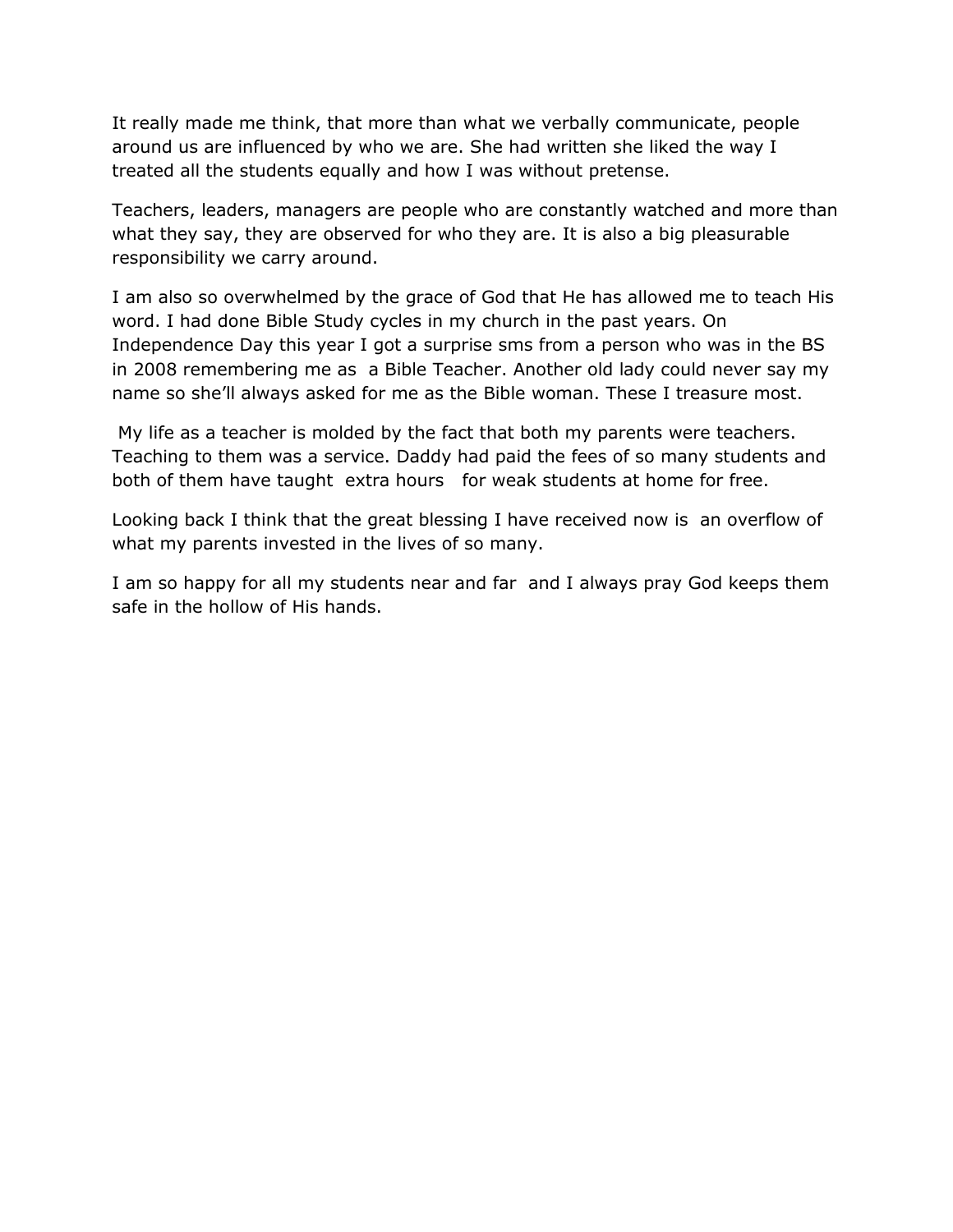It really made me think, that more than what we verbally communicate, people around us are influenced by who we are. She had written she liked the way I treated all the students equally and how I was without pretense.

Teachers, leaders, managers are people who are constantly watched and more than what they say, they are observed for who they are. It is also a big pleasurable responsibility we carry around.

I am also so overwhelmed by the grace of God that He has allowed me to teach His word. I had done Bible Study cycles in my church in the past years. On Independence Day this year I got a surprise sms from a person who was in the BS in 2008 remembering me as a Bible Teacher. Another old lady could never say my name so she'll always asked for me as the Bible woman. These I treasure most.

My life as a teacher is molded by the fact that both my parents were teachers. Teaching to them was a service. Daddy had paid the fees of so many students and both of them have taught extra hours for weak students at home for free.

Looking back I think that the great blessing I have received now is an overflow of what my parents invested in the lives of so many.

I am so happy for all my students near and far and I always pray God keeps them safe in the hollow of His hands.